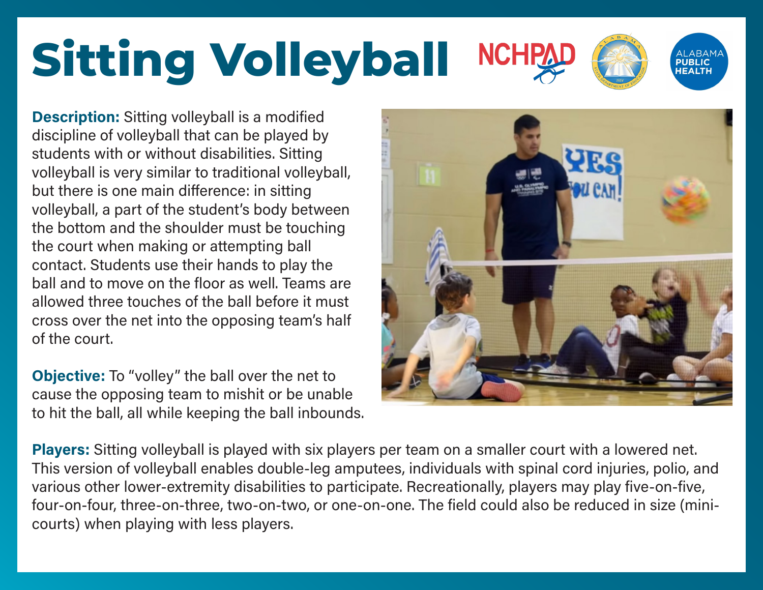# Sitting Volleyball

**Description:** Sitting volleyball is a modified discipline of volleyball that can be played by students with or without disabilities. Sitting volleyball is very similar to traditional volleyball, but there is one main difference: in sitting volleyball, a part of the student's body between the bottom and the shoulder must be touching the court when making or attempting ball contact. Students use their hands to play the ball and to move on the floor as well. Teams are allowed three touches of the ball before it must cross over the net into the opposing team's half of the court.

**Objective:** To "volley" the ball over the net to cause the opposing team to mishit or be unable to hit the ball, all while keeping the ball inbounds.

**Players:** Sitting volleyball is played with six players per team on a smaller court with a lowered net. This version of volleyball enables double-leg amputees, individuals with spinal cord injuries, polio, and various other lower-extremity disabilities to participate. Recreationally, players may play five-on-five, four-on-four, three-on-three, two-on-two, or one-on-one. The field could also be reduced in size (mini-courts) when playing with less players.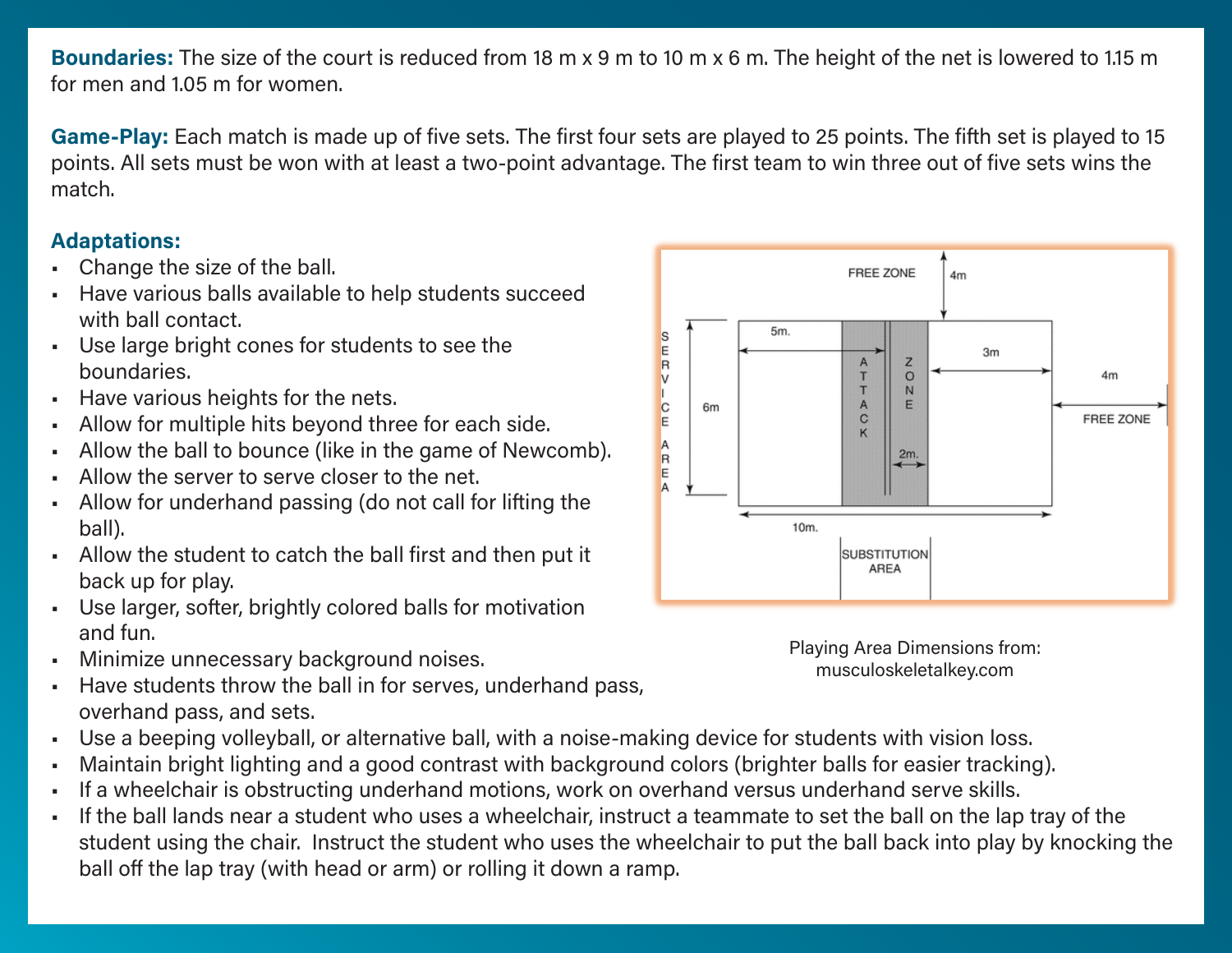**Boundaries:** The size of the court is reduced from 18 m x 9 m to 10 m x 6 m. The height of the net is lowered to 1.15 m for men and 1.05 m for women.

**Game-Play:** Each match is made up of five sets. The first four sets are played to 25 points. The fifth set is played to 15 points. All sets must be won with at least a two-point advantage. The first team to win three out of five sets wins the match.

**Adaptations:**

- Change the size of the ball.
- Have various balls available to help students succeed with ball contact.
- Use large bright cones for students to see the boundaries.
- Have various heights for the nets.
- Allow for multiple hits beyond three for each side.
- Allow the ball to bounce (like in the game of Newcomb).
- Allow the server to serve closer to the net.
- Allow for underhand passing (do not call for lifting the ball).
- Allow the student to catch the ball first and then put it back up for play.
- Use larger, softer, brightly colored balls for motivation and fun.
- Minimize unnecessary background noises.
- Have students throw the ball in for serves, underhand pass, overhand pass, and sets.
- Use a beeping volleyball, or alternative ball, with a noise-making device for students with vision loss.
- Maintain bright lighting and a good contrast with background colors (brighter balls for easier tracking).
- If a wheelchair is obstructing underhand motions, work on overhand versus underhand serve skills.
- If the ball lands near a student who uses a wheelchair, instruct a teammate to set the ball on the lap tray of the student using the chair. Instruct the student who uses the wheelchair to put the ball back into play by knocking the ball off the lap tray (with head or arm) or rolling it down a ramp.

Playing Area Dimensions from: musculoskeletalkey.com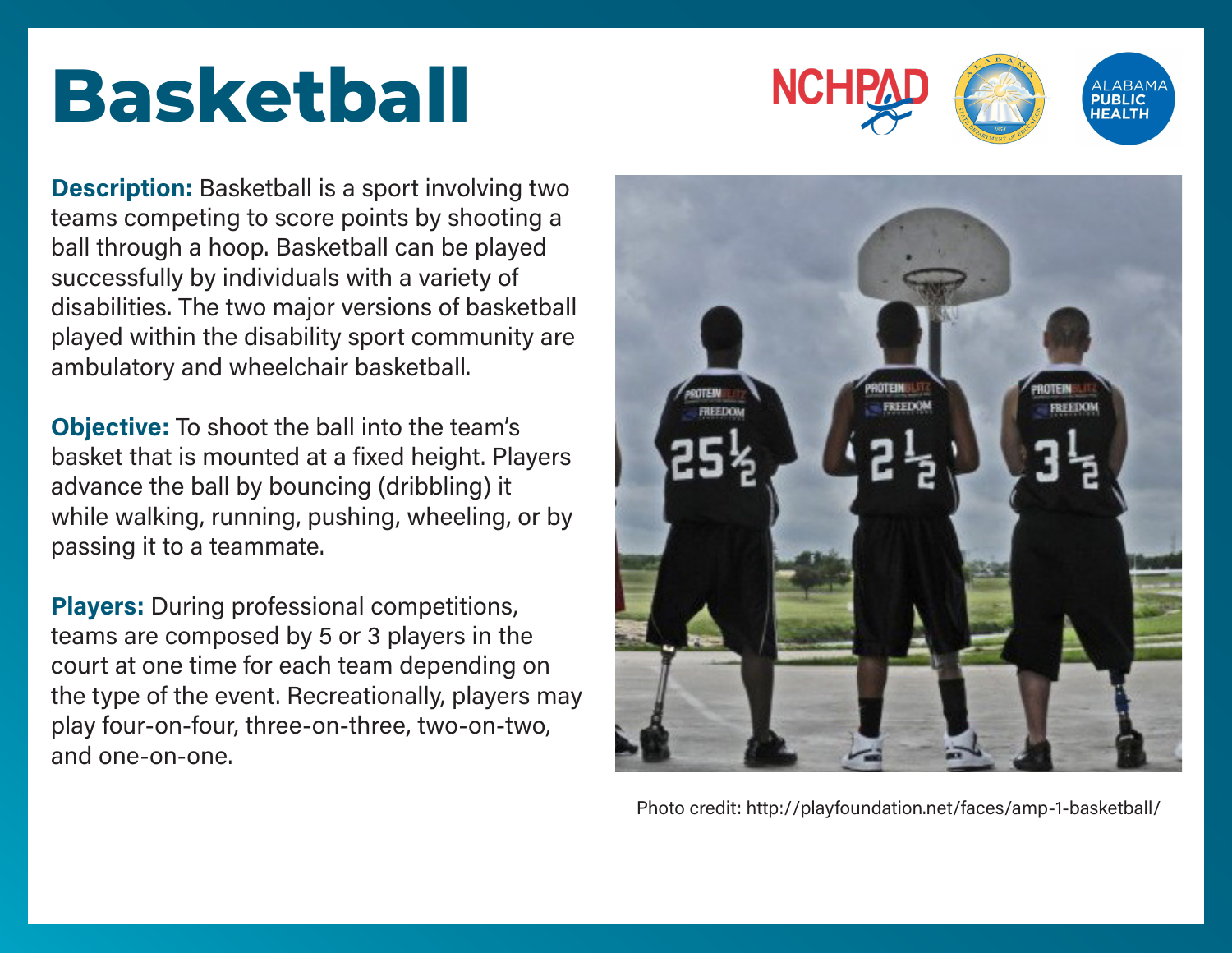# Basketball

**Description:** Basketball is a sport involving two teams competing to score points by shooting a ball through a hoop. Basketball can be played successfully by individuals with a variety of disabilities. The two major versions of basketball played within the disability sport community are ambulatory and wheelchair basketball.

**Objective:** To shoot the ball into the team's basket that is mounted at a fixed height. Players advance the ball by bouncing (dribbling) it while walking, running, pushing, wheeling, or by passing it to a teammate.

**Players:** During professional competitions, teams are composed by 5 or 3 players in the court at one time for each team depending on the type of the event. Recreationally, players may play four-on-four, three-on-three, two-on-two, and one-on-one.

Photo credit: http://playfoundation.net/faces/amp-1-basketball/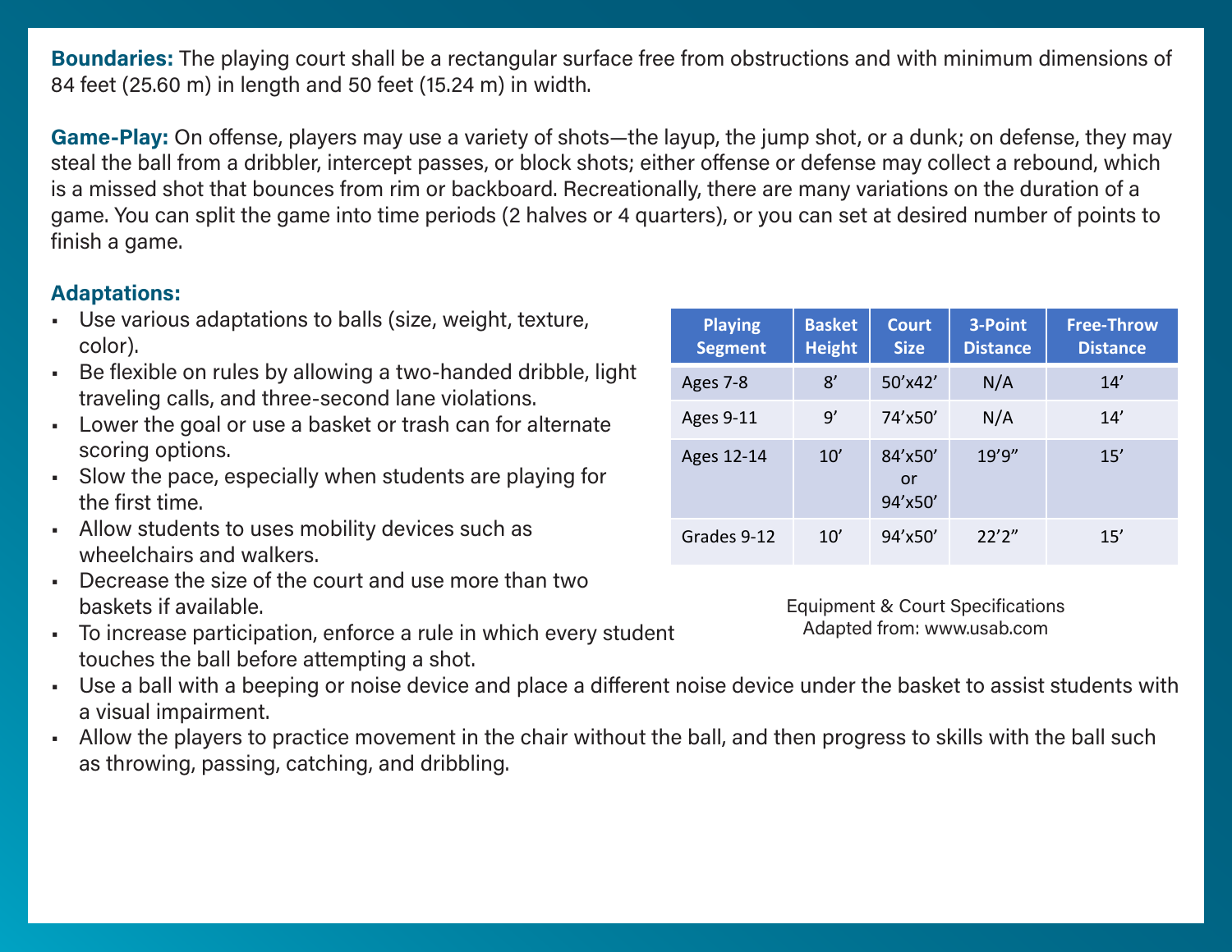**Boundaries:** The playing court shall be a rectangular surface free from obstructions and with minimum dimensions of 84 feet (25.60 m) in length and 50 feet (15.24 m) in width.

**Game-Play:** On offense, players may use a variety of shots—the layup, the jump shot, or a dunk; on defense, they may steal the ball from a dribbler, intercept passes, or block shots; either offense or defense may collect a rebound, which is a missed shot that bounces from rim or backboard. Recreationally, there are many variations on the duration of a game. You can split the game into time periods (2 halves or 4 quarters), or you can set at desired number of points to finish a game.

**Adaptations:**

- Use various adaptations to balls (size, weight, texture, color).
- Be flexible on rules by allowing a two-handed dribble, light traveling calls, and three-second lane violations.
- Lower the goal or use a basket or trash can for alternate scoring options.
- Slow the pace, especially when students are playing for the first time.
- Allow students to uses mobility devices such as wheelchairs and walkers.
- Decrease the size of the court and use more than two baskets if available.
- To increase participation, enforce a rule in which every student touches the ball before attempting a shot.
- Use a ball with a beeping or noise device and place a different noise device under the basket to assist students with a visual impairment.
- Allow the players to practice movement in the chair without the ball, and then progress to skills with the ball such as throwing, passing, catching, and dribbling.

| Playing Segment | Basket Height | Court Size | 3-Point Distance | Free-Throw Distance |
|---|---|---|---|---|
| Ages 7-8 | 8’ | 50’x42’ | N/A | 14’ |
| Ages 9-11 | 9’ | 74’x50’ | N/A | 14’ |
| Ages 12-14 | 10’ | 84’x50’ or 94’x50’ | 19’9” | 15’ |
| Grades 9-12 | 10’ | 94’x50’ | 22’2” | 15’ |

Equipment & Court Specifications
Adapted from: www.usab.com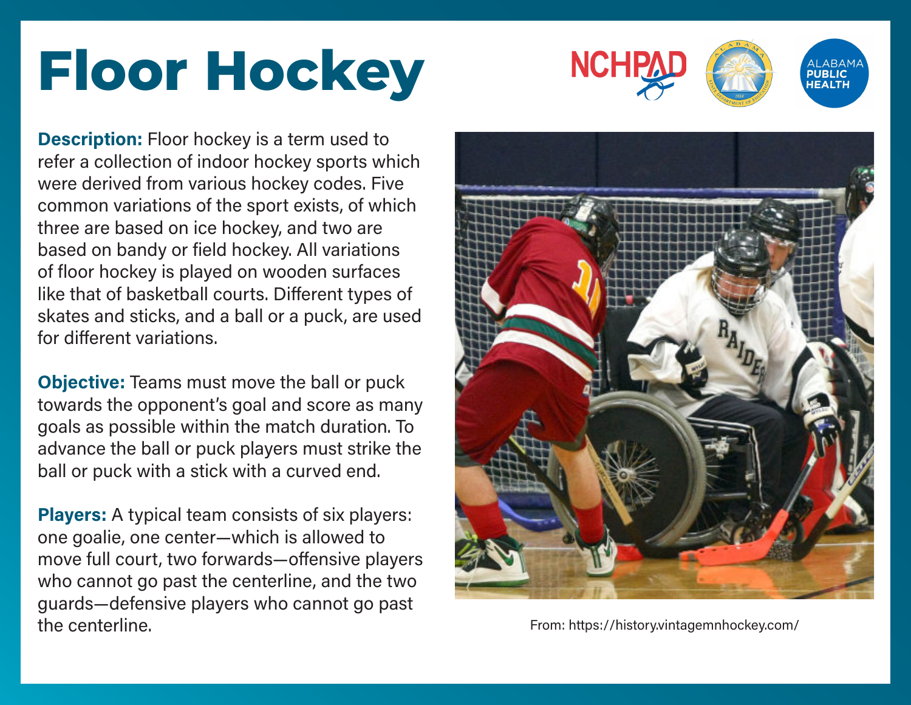# Floor Hockey

**Description:** Floor hockey is a term used to refer a collection of indoor hockey sports which were derived from various hockey codes. Five common variations of the sport exists, of which three are based on ice hockey, and two are based on bandy or field hockey. All variations of floor hockey is played on wooden surfaces like that of basketball courts. Different types of skates and sticks, and a ball or a puck, are used for different variations.

**Objective:** Teams must move the ball or puck towards the opponent's goal and score as many goals as possible within the match duration. To advance the ball or puck players must strike the ball or puck with a stick with a curved end.

**Players:** A typical team consists of six players: one goalie, one center—which is allowed to move full court, two forwards—offensive players who cannot go past the centerline, and the two guards—defensive players who cannot go past the centerline.

From: https://history.vintagemnhockey.com/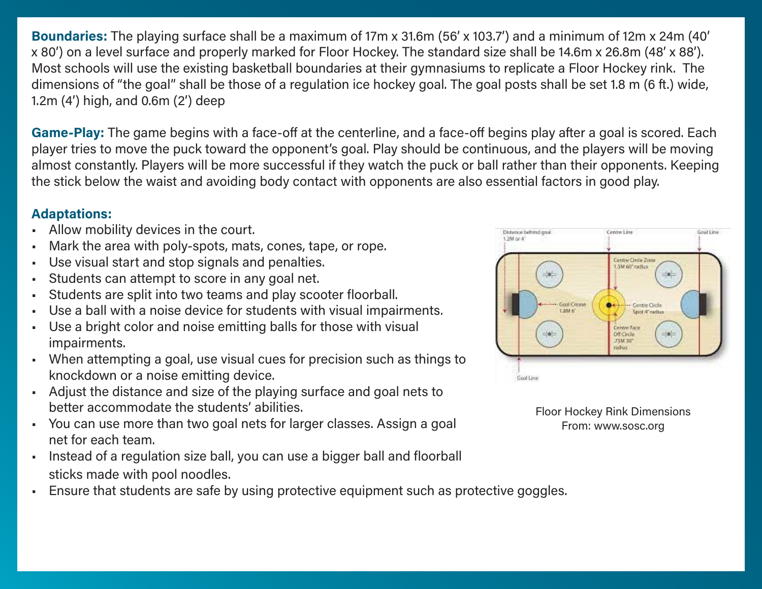**Boundaries:** The playing surface shall be a maximum of 17m x 31.6m (56′ x 103.7′) and a minimum of 12m x 24m (40′ x 80′) on a level surface and properly marked for Floor Hockey. The standard size shall be 14.6m x 26.8m (48′ x 88′). Most schools will use the existing basketball boundaries at their gymnasiums to replicate a Floor Hockey rink. The dimensions of "the goal" shall be those of a regulation ice hockey goal. The goal posts shall be set 1.8 m (6 ft.) wide, 1.2m (4′) high, and 0.6m (2′) deep

**Game-Play:** The game begins with a face-off at the centerline, and a face-off begins play after a goal is scored. Each player tries to move the puck toward the opponent's goal. Play should be continuous, and the players will be moving almost constantly. Players will be more successful if they watch the puck or ball rather than their opponents. Keeping the stick below the waist and avoiding body contact with opponents are also essential factors in good play.

**Adaptations:**

- Allow mobility devices in the court.
- Mark the area with poly-spots, mats, cones, tape, or rope.
- Use visual start and stop signals and penalties.
- Students can attempt to score in any goal net.
- Students are split into two teams and play scooter floorball.
- Use a ball with a noise device for students with visual impairments.
- Use a bright color and noise emitting balls for those with visual impairments.
- When attempting a goal, use visual cues for precision such as things to knockdown or a noise emitting device.
- Adjust the distance and size of the playing surface and goal nets to better accommodate the students' abilities.
- You can use more than two goal nets for larger classes. Assign a goal net for each team.
- Instead of a regulation size ball, you can use a bigger ball and floorball sticks made with pool noodles.
- Ensure that students are safe by using protective equipment such as protective goggles.

Floor Hockey Rink Dimensions
From: www.sosc.org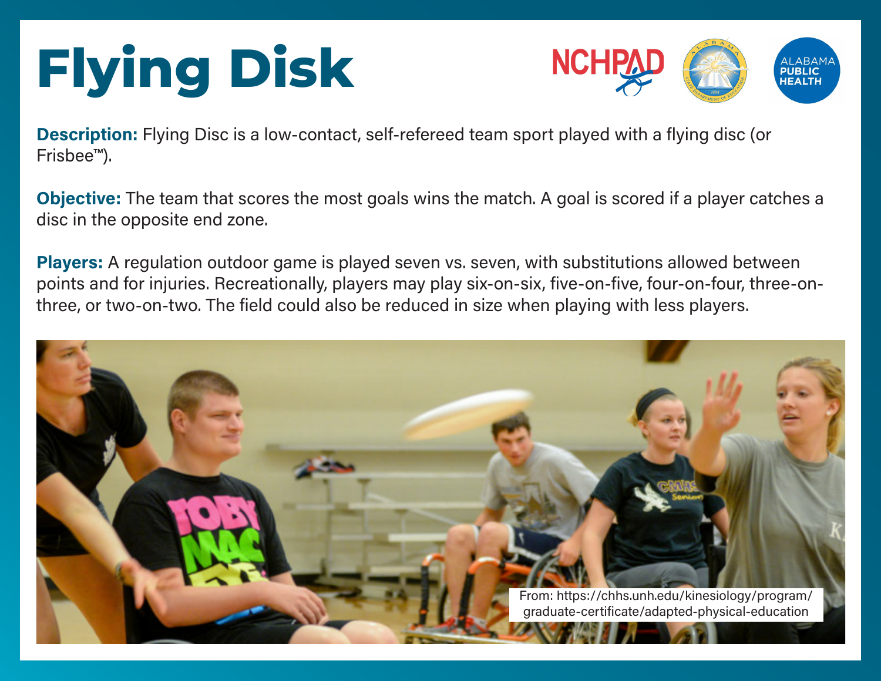# Flying Disk

**Description:** Flying Disc is a low-contact, self-refereed team sport played with a flying disc (or Frisbee™).

**Objective:** The team that scores the most goals wins the match. A goal is scored if a player catches a disc in the opposite end zone.

**Players:** A regulation outdoor game is played seven vs. seven, with substitutions allowed between points and for injuries. Recreationally, players may play six-on-six, five-on-five, four-on-four, three-on-three, or two-on-two. The field could also be reduced in size when playing with less players.

From: https://chhs.unh.edu/kinesiology/program/graduate-certificate/adapted-physical-education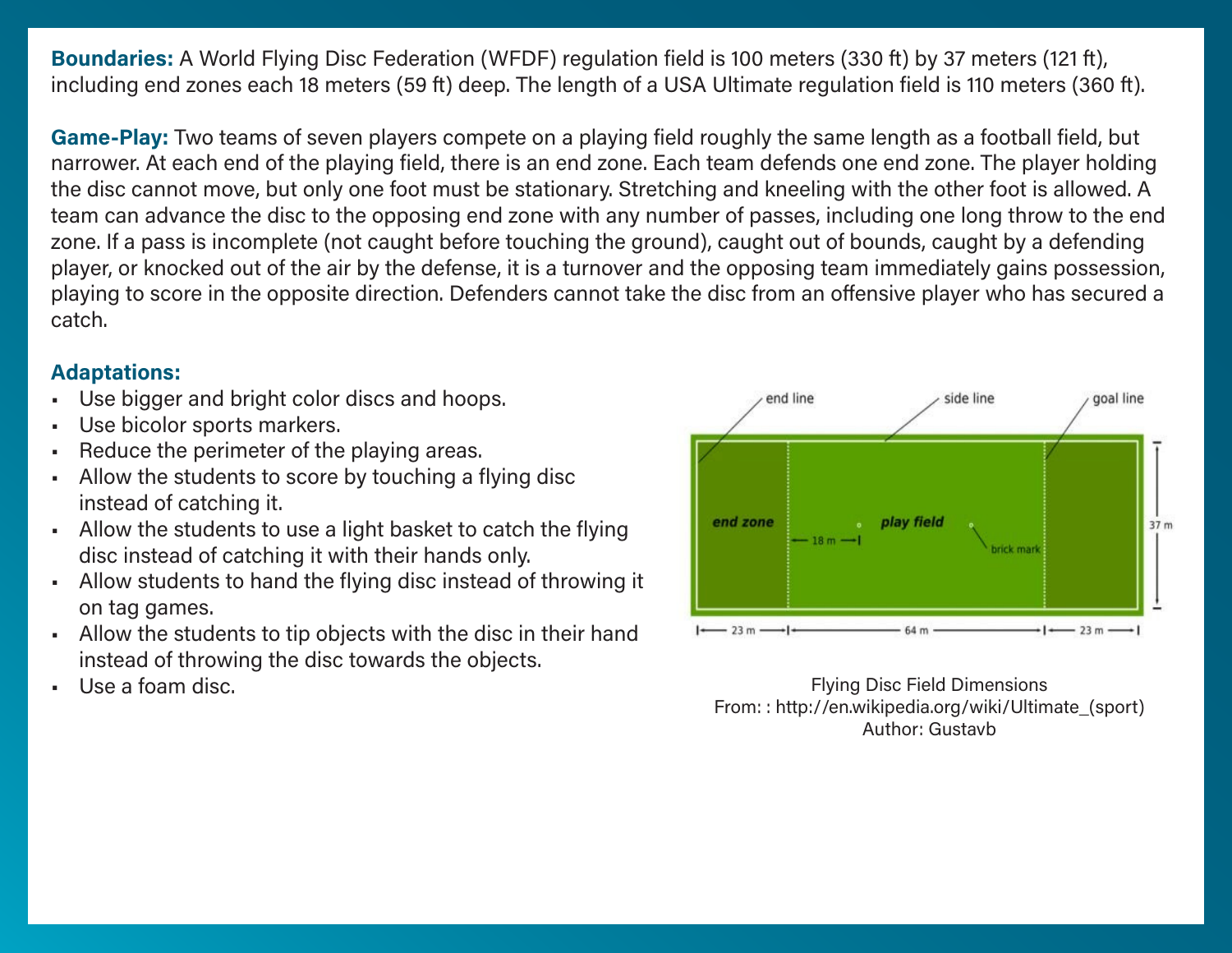**Boundaries:** A World Flying Disc Federation (WFDF) regulation field is 100 meters (330 ft) by 37 meters (121 ft), including end zones each 18 meters (59 ft) deep. The length of a USA Ultimate regulation field is 110 meters (360 ft).

**Game-Play:** Two teams of seven players compete on a playing field roughly the same length as a football field, but narrower. At each end of the playing field, there is an end zone. Each team defends one end zone. The player holding the disc cannot move, but only one foot must be stationary. Stretching and kneeling with the other foot is allowed. A team can advance the disc to the opposing end zone with any number of passes, including one long throw to the end zone. If a pass is incomplete (not caught before touching the ground), caught out of bounds, caught by a defending player, or knocked out of the air by the defense, it is a turnover and the opposing team immediately gains possession, playing to score in the opposite direction. Defenders cannot take the disc from an offensive player who has secured a catch.

**Adaptations:**

- Use bigger and bright color discs and hoops.
- Use bicolor sports markers.
- Reduce the perimeter of the playing areas.
- Allow the students to score by touching a flying disc instead of catching it.
- Allow the students to use a light basket to catch the flying disc instead of catching it with their hands only.
- Allow students to hand the flying disc instead of throwing it on tag games.
- Allow the students to tip objects with the disc in their hand instead of throwing the disc towards the objects.
- Use a foam disc.

Flying Disc Field Dimensions
From: : http://en.wikipedia.org/wiki/Ultimate_(sport)
Author: Gustavb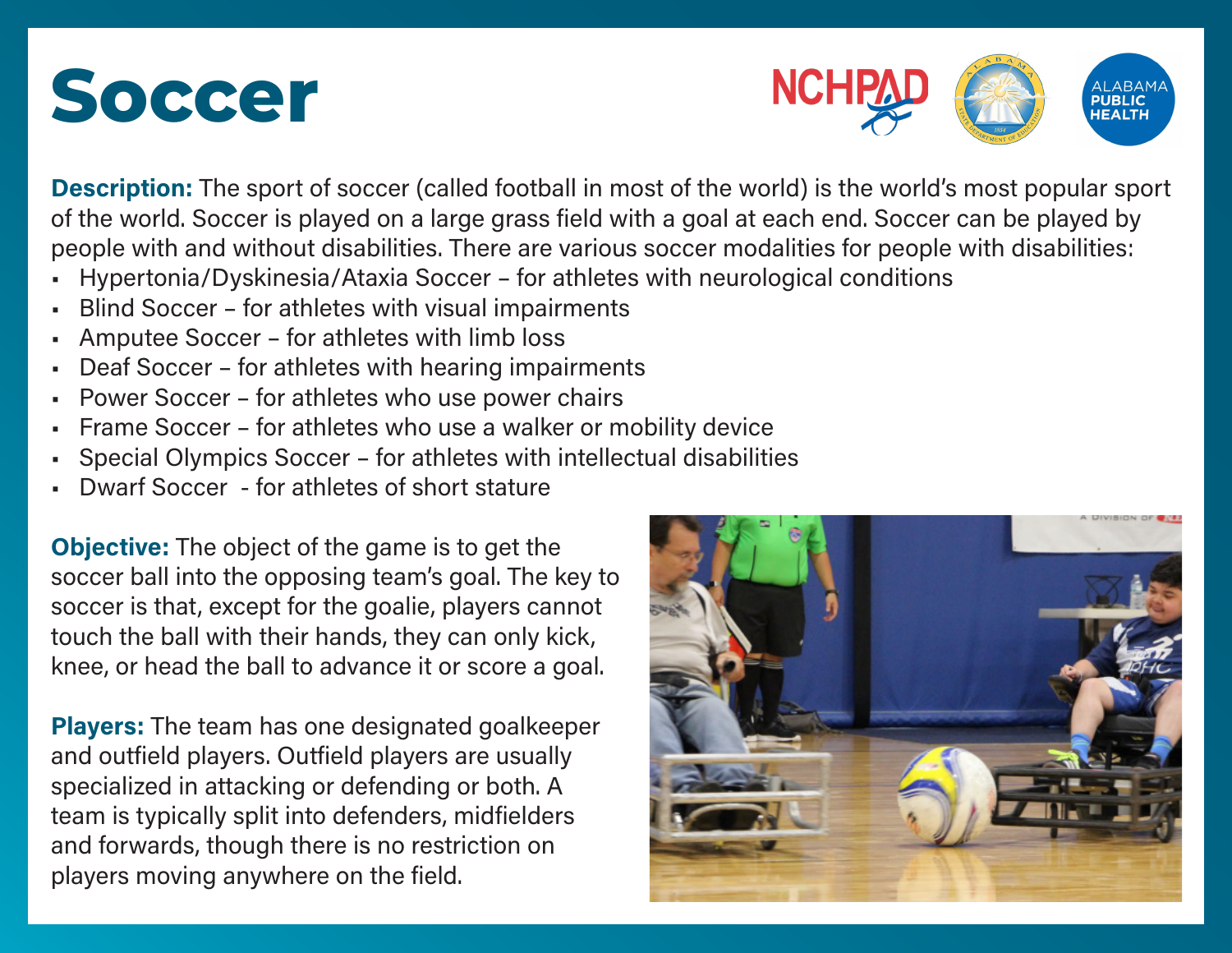# Soccer

**Description:** The sport of soccer (called football in most of the world) is the world's most popular sport of the world. Soccer is played on a large grass field with a goal at each end. Soccer can be played by people with and without disabilities. There are various soccer modalities for people with disabilities:

- Hypertonia/Dyskinesia/Ataxia Soccer – for athletes with neurological conditions
- Blind Soccer – for athletes with visual impairments
- Amputee Soccer – for athletes with limb loss
- Deaf Soccer – for athletes with hearing impairments
- Power Soccer – for athletes who use power chairs
- Frame Soccer – for athletes who use a walker or mobility device
- Special Olympics Soccer – for athletes with intellectual disabilities
- Dwarf Soccer - for athletes of short stature

**Objective:** The object of the game is to get the soccer ball into the opposing team's goal. The key to soccer is that, except for the goalie, players cannot touch the ball with their hands, they can only kick, knee, or head the ball to advance it or score a goal.

**Players:** The team has one designated goalkeeper and outfield players. Outfield players are usually specialized in attacking or defending or both. A team is typically split into defenders, midfielders and forwards, though there is no restriction on players moving anywhere on the field.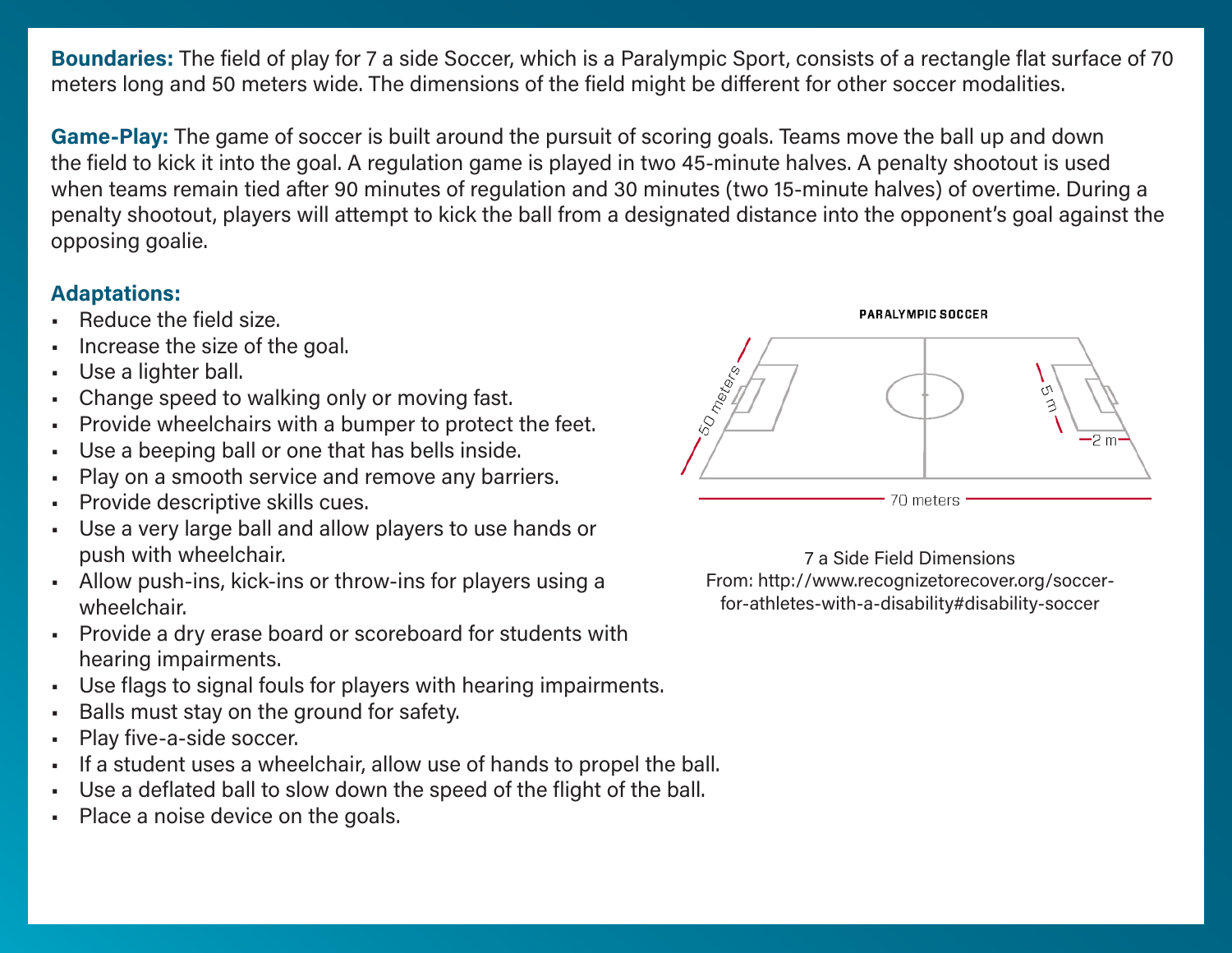**Boundaries:** The field of play for 7 a side Soccer, which is a Paralympic Sport, consists of a rectangle flat surface of 70 meters long and 50 meters wide. The dimensions of the field might be different for other soccer modalities.

**Game-Play:** The game of soccer is built around the pursuit of scoring goals. Teams move the ball up and down the field to kick it into the goal. A regulation game is played in two 45-minute halves. A penalty shootout is used when teams remain tied after 90 minutes of regulation and 30 minutes (two 15-minute halves) of overtime. During a penalty shootout, players will attempt to kick the ball from a designated distance into the opponent's goal against the opposing goalie.

**Adaptations:**

- Reduce the field size.
- Increase the size of the goal.
- Use a lighter ball.
- Change speed to walking only or moving fast.
- Provide wheelchairs with a bumper to protect the feet.
- Use a beeping ball or one that has bells inside.
- Play on a smooth service and remove any barriers.
- Provide descriptive skills cues.
- Use a very large ball and allow players to use hands or push with wheelchair.
- Allow push-ins, kick-ins or throw-ins for players using a wheelchair.
- Provide a dry erase board or scoreboard for students with hearing impairments.
- Use flags to signal fouls for players with hearing impairments.
- Balls must stay on the ground for safety.
- Play five-a-side soccer.
- If a student uses a wheelchair, allow use of hands to propel the ball.
- Use a deflated ball to slow down the speed of the flight of the ball.
- Place a noise device on the goals.

PARALYMPIC SOCCER

50 meters

5 m

2 m

70 meters

7 a Side Field Dimensions
From: http://www.recognizetorecover.org/soccer-for-athletes-with-a-disability#disability-soccer